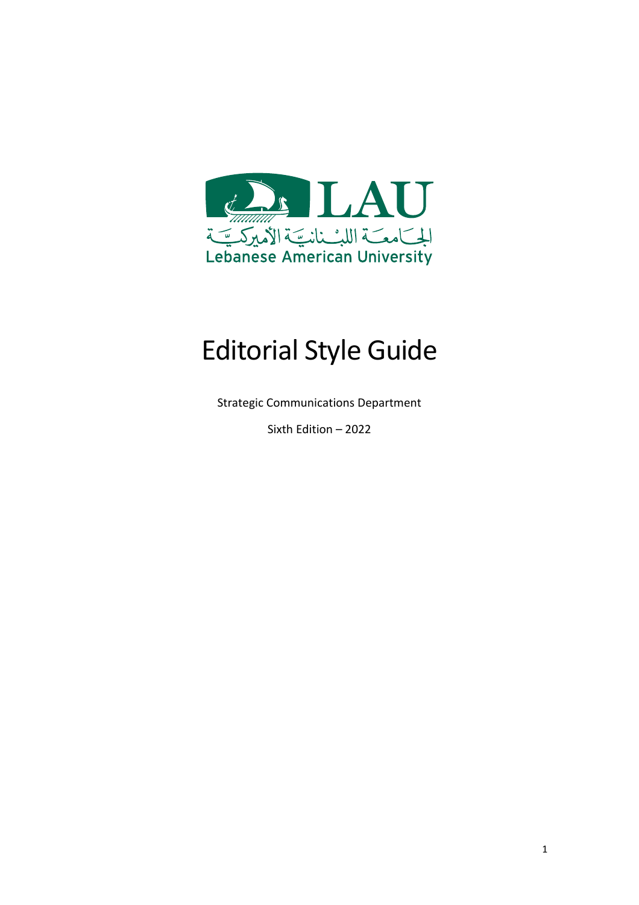# Editorial Style Guide

Strategic Communications Department

Sixth Edition – 2022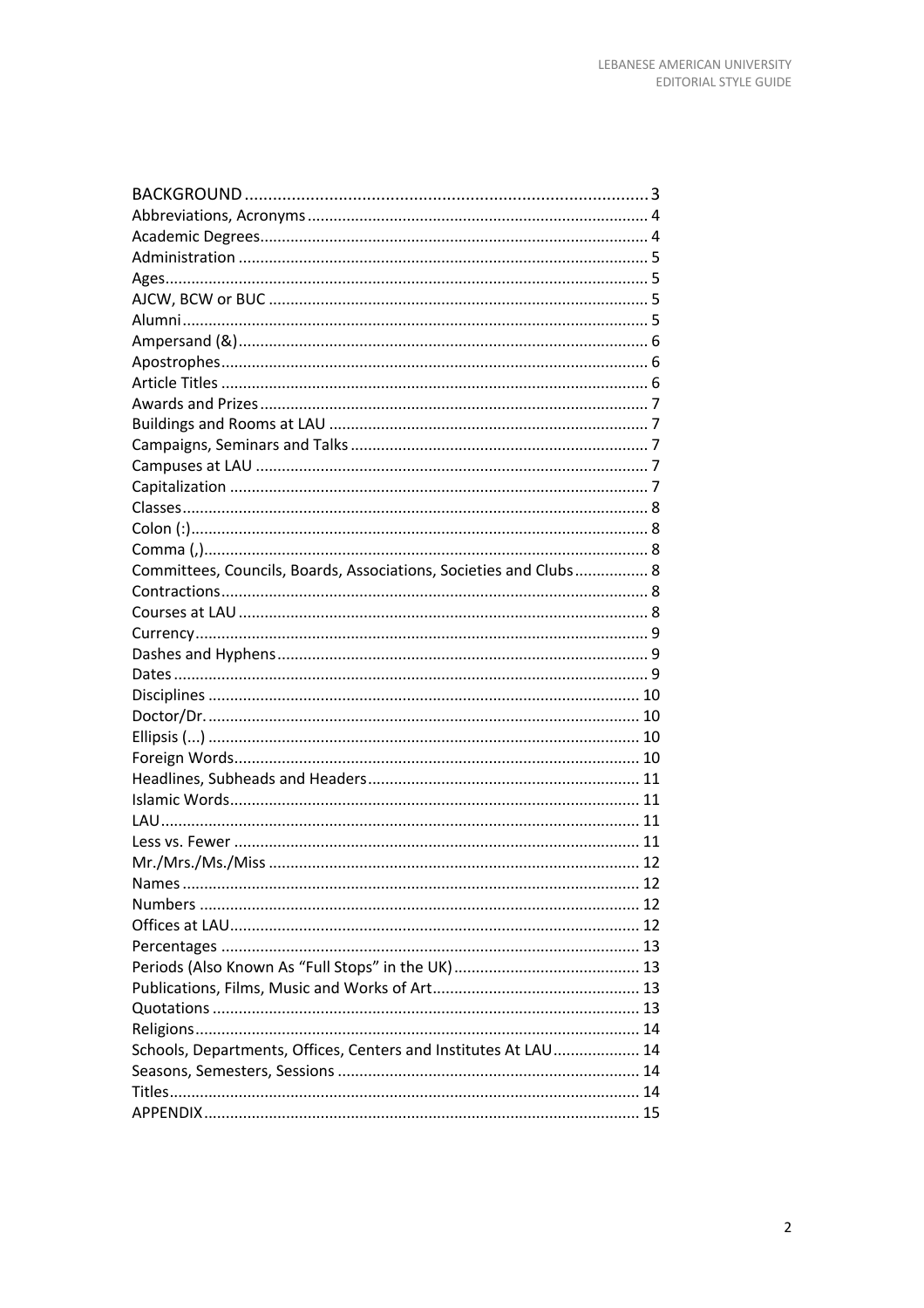BACKGROUND ..... 3
Abbreviations, Acronyms ..... 4
Academic Degrees ..... 4
Administration ..... 5
Ages ..... 5
AJCW, BCW or BUC ..... 5
Alumni ..... 5
Ampersand (&) ..... 6
Apostrophes ..... 6
Article Titles ..... 6
Awards and Prizes ..... 7
Buildings and Rooms at LAU ..... 7
Campaigns, Seminars and Talks ..... 7
Campuses at LAU ..... 7
Capitalization ..... 7
Classes ..... 8
Colon (:) ..... 8
Comma (,) ..... 8
Committees, Councils, Boards, Associations, Societies and Clubs ..... 8
Contractions ..... 8
Courses at LAU ..... 8
Currency ..... 9
Dashes and Hyphens ..... 9
Dates ..... 9
Disciplines ..... 10
Doctor/Dr. ..... 10
Ellipsis (...) ..... 10
Foreign Words ..... 10
Headlines, Subheads and Headers ..... 11
Islamic Words ..... 11
LAU ..... 11
Less vs. Fewer ..... 11
Mr./Mrs./Ms./Miss ..... 12
Names ..... 12
Numbers ..... 12
Offices at LAU ..... 12
Percentages ..... 13
Periods (Also Known As "Full Stops" in the UK) ..... 13
Publications, Films, Music and Works of Art ..... 13
Quotations ..... 13
Religions ..... 14
Schools, Departments, Offices, Centers and Institutes At LAU ..... 14
Seasons, Semesters, Sessions ..... 14
Titles ..... 14
APPENDIX ..... 15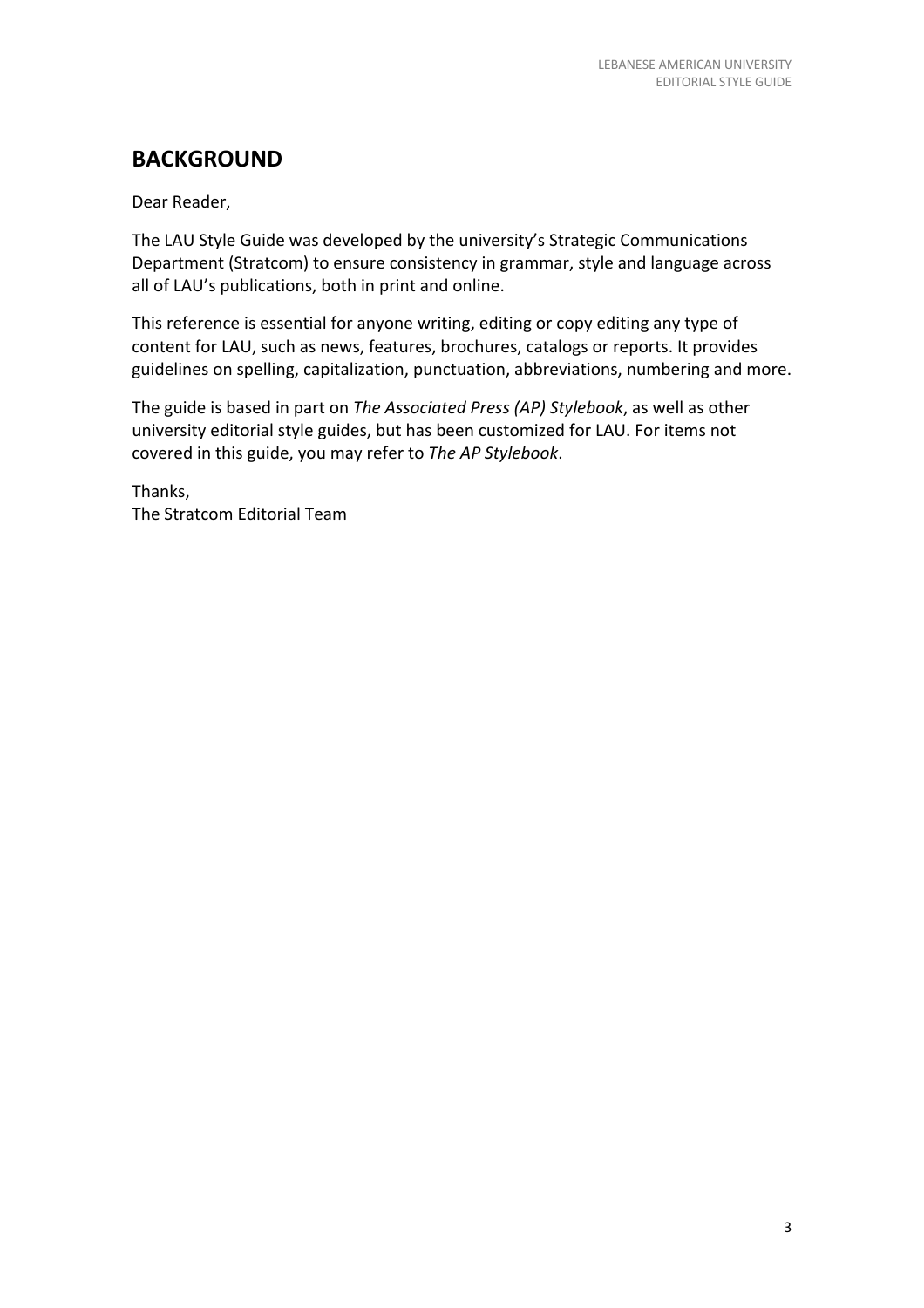## BACKGROUND

Dear Reader,

The LAU Style Guide was developed by the university's Strategic Communications Department (Stratcom) to ensure consistency in grammar, style and language across all of LAU's publications, both in print and online.

This reference is essential for anyone writing, editing or copy editing any type of content for LAU, such as news, features, brochures, catalogs or reports. It provides guidelines on spelling, capitalization, punctuation, abbreviations, numbering and more.

The guide is based in part on *The Associated Press (AP) Stylebook*, as well as other university editorial style guides, but has been customized for LAU. For items not covered in this guide, you may refer to *The AP Stylebook*.

Thanks,
The Stratcom Editorial Team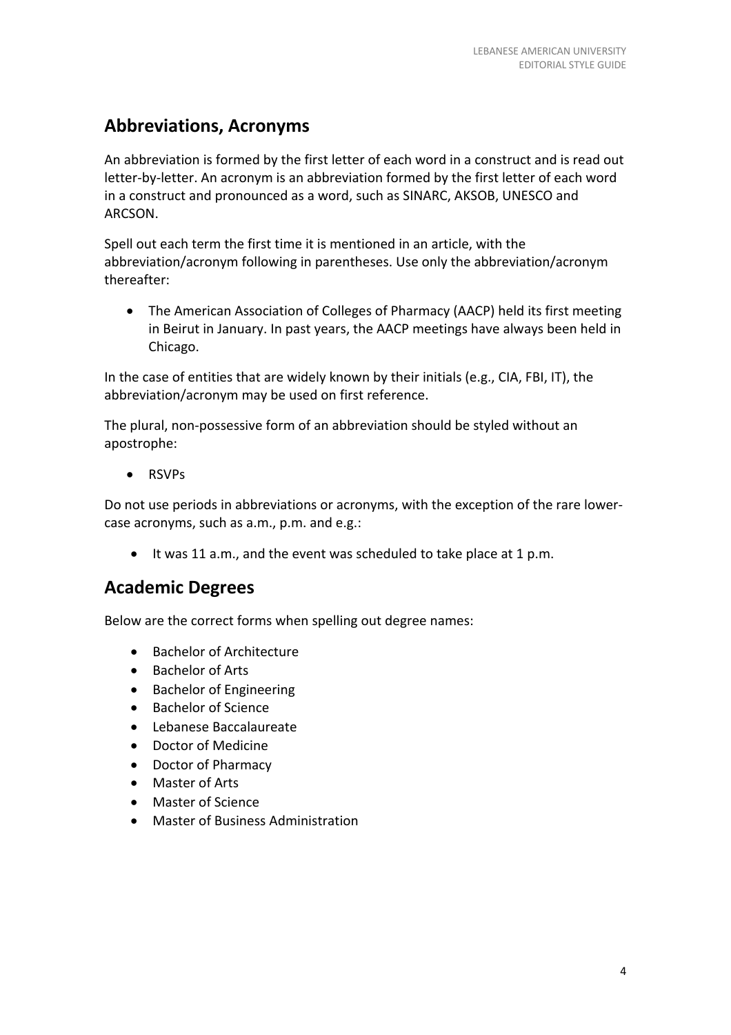## Abbreviations, Acronyms

An abbreviation is formed by the first letter of each word in a construct and is read out letter-by-letter. An acronym is an abbreviation formed by the first letter of each word in a construct and pronounced as a word, such as SINARC, AKSOB, UNESCO and ARCSON.

Spell out each term the first time it is mentioned in an article, with the abbreviation/acronym following in parentheses. Use only the abbreviation/acronym thereafter:

- The American Association of Colleges of Pharmacy (AACP) held its first meeting in Beirut in January. In past years, the AACP meetings have always been held in Chicago.

In the case of entities that are widely known by their initials (e.g., CIA, FBI, IT), the abbreviation/acronym may be used on first reference.

The plural, non-possessive form of an abbreviation should be styled without an apostrophe:

- RSVPs

Do not use periods in abbreviations or acronyms, with the exception of the rare lower-case acronyms, such as a.m., p.m. and e.g.:

- It was 11 a.m., and the event was scheduled to take place at 1 p.m.

## Academic Degrees

Below are the correct forms when spelling out degree names:

- Bachelor of Architecture
- Bachelor of Arts
- Bachelor of Engineering
- Bachelor of Science
- Lebanese Baccalaureate
- Doctor of Medicine
- Doctor of Pharmacy
- Master of Arts
- Master of Science
- Master of Business Administration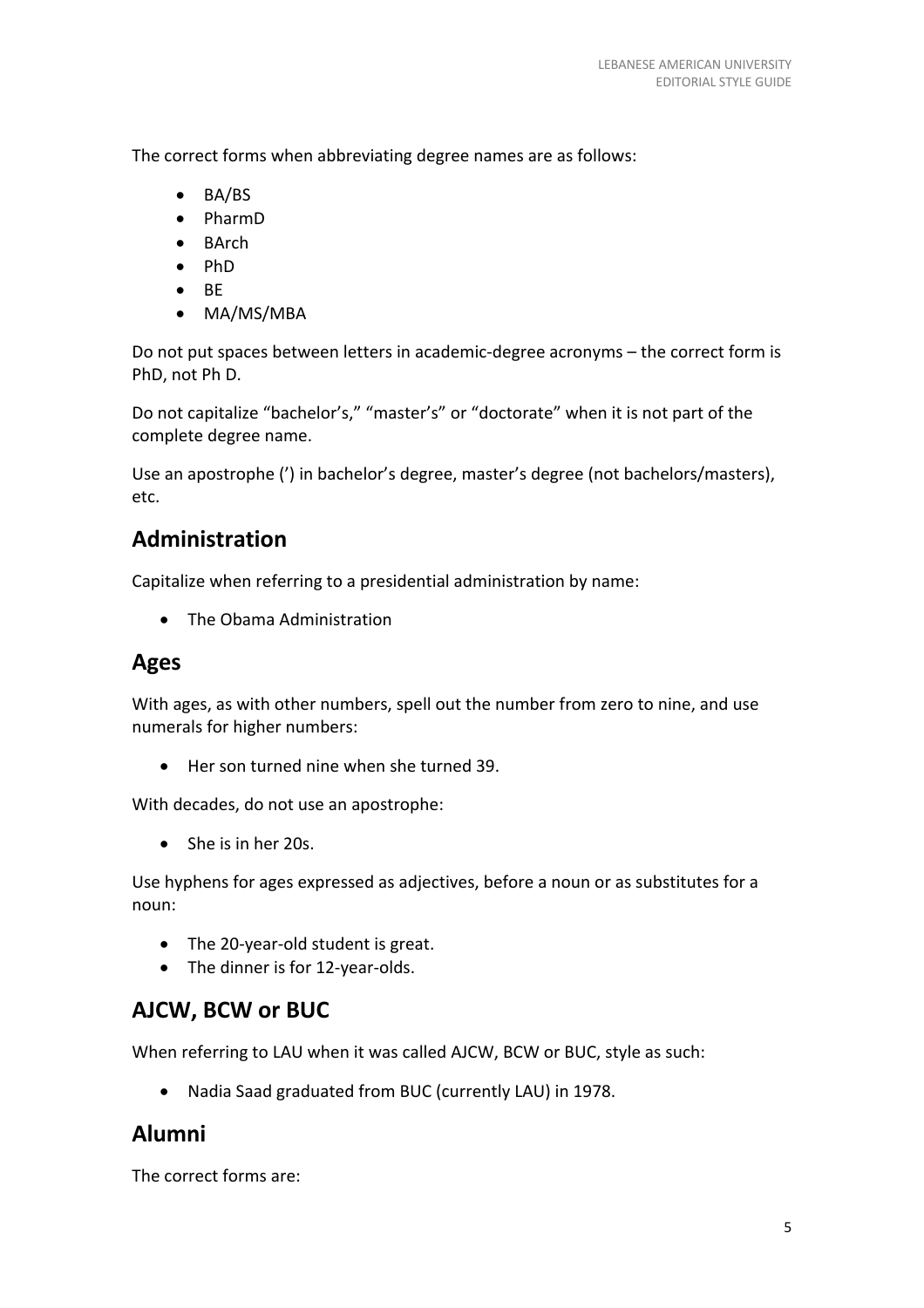The correct forms when abbreviating degree names are as follows:

- BA/BS
- PharmD
- BArch
- PhD
- BE
- MA/MS/MBA

Do not put spaces between letters in academic-degree acronyms – the correct form is PhD, not Ph D.

Do not capitalize "bachelor's," "master's" or "doctorate" when it is not part of the complete degree name.

Use an apostrophe (') in bachelor's degree, master's degree (not bachelors/masters), etc.

## Administration

Capitalize when referring to a presidential administration by name:

- The Obama Administration

## Ages

With ages, as with other numbers, spell out the number from zero to nine, and use numerals for higher numbers:

- Her son turned nine when she turned 39.

With decades, do not use an apostrophe:

- She is in her 20s.

Use hyphens for ages expressed as adjectives, before a noun or as substitutes for a noun:

- The 20-year-old student is great.
- The dinner is for 12-year-olds.

## AJCW, BCW or BUC

When referring to LAU when it was called AJCW, BCW or BUC, style as such:

- Nadia Saad graduated from BUC (currently LAU) in 1978.

## Alumni

The correct forms are: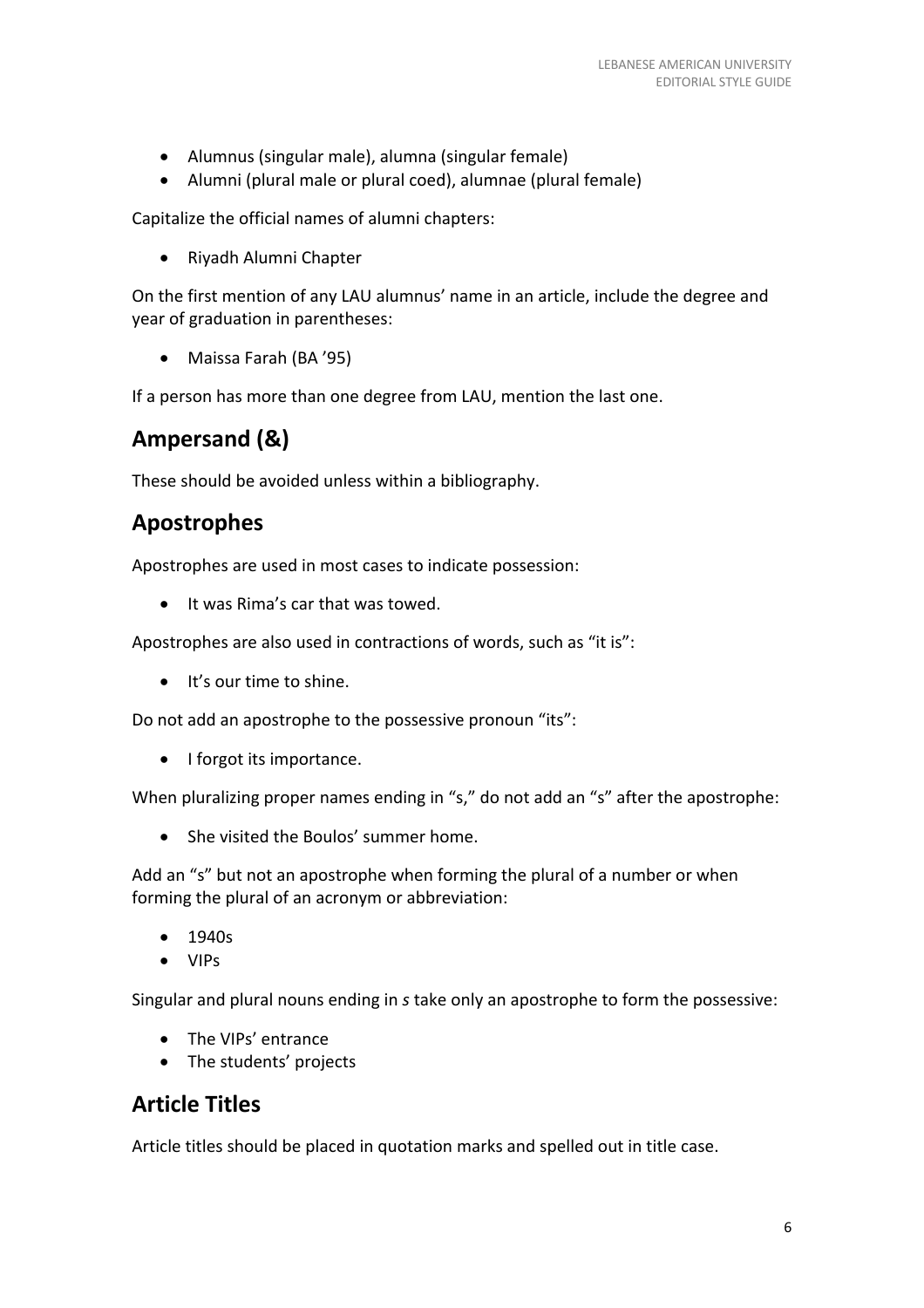- Alumnus (singular male), alumna (singular female)
- Alumni (plural male or plural coed), alumnae (plural female)

Capitalize the official names of alumni chapters:

- Riyadh Alumni Chapter

On the first mention of any LAU alumnus' name in an article, include the degree and year of graduation in parentheses:

- Maissa Farah (BA '95)

If a person has more than one degree from LAU, mention the last one.

## Ampersand (&)

These should be avoided unless within a bibliography.

## Apostrophes

Apostrophes are used in most cases to indicate possession:

- It was Rima's car that was towed.

Apostrophes are also used in contractions of words, such as "it is":

- It's our time to shine.

Do not add an apostrophe to the possessive pronoun "its":

- I forgot its importance.

When pluralizing proper names ending in "s," do not add an "s" after the apostrophe:

- She visited the Boulos' summer home.

Add an "s" but not an apostrophe when forming the plural of a number or when forming the plural of an acronym or abbreviation:

- 1940s
- VIPs

Singular and plural nouns ending in *s* take only an apostrophe to form the possessive:

- The VIPs' entrance
- The students' projects

## Article Titles

Article titles should be placed in quotation marks and spelled out in title case.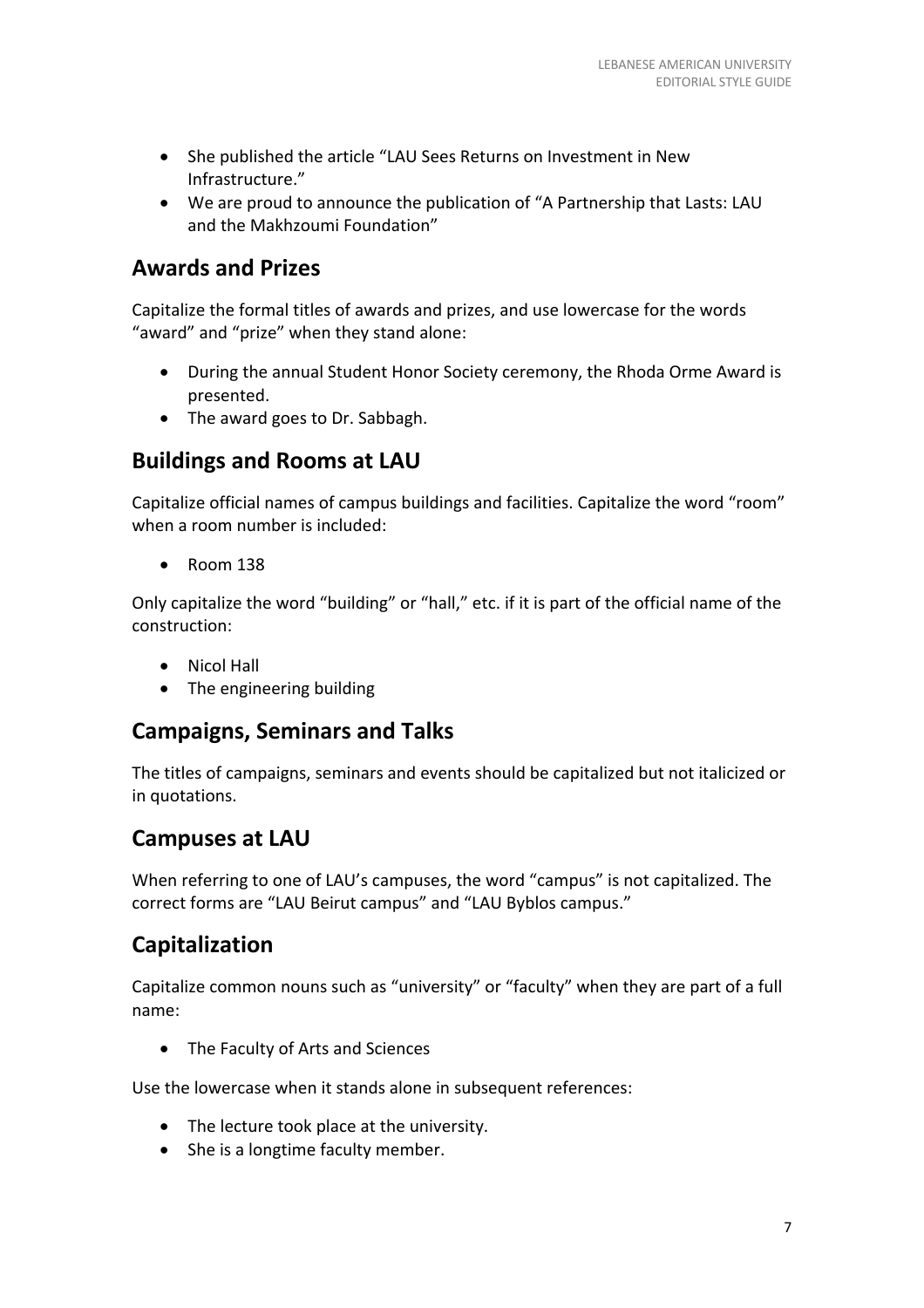- She published the article “LAU Sees Returns on Investment in New Infrastructure.”
- We are proud to announce the publication of “A Partnership that Lasts: LAU and the Makhzoumi Foundation”

## Awards and Prizes

Capitalize the formal titles of awards and prizes, and use lowercase for the words “award” and “prize” when they stand alone:

- During the annual Student Honor Society ceremony, the Rhoda Orme Award is presented.
- The award goes to Dr. Sabbagh.

## Buildings and Rooms at LAU

Capitalize official names of campus buildings and facilities. Capitalize the word “room” when a room number is included:

- Room 138

Only capitalize the word “building” or “hall,” etc. if it is part of the official name of the construction:

- Nicol Hall
- The engineering building

## Campaigns, Seminars and Talks

The titles of campaigns, seminars and events should be capitalized but not italicized or in quotations.

## Campuses at LAU

When referring to one of LAU’s campuses, the word “campus” is not capitalized. The correct forms are “LAU Beirut campus” and “LAU Byblos campus.”

## Capitalization

Capitalize common nouns such as “university” or “faculty” when they are part of a full name:

- The Faculty of Arts and Sciences

Use the lowercase when it stands alone in subsequent references:

- The lecture took place at the university.
- She is a longtime faculty member.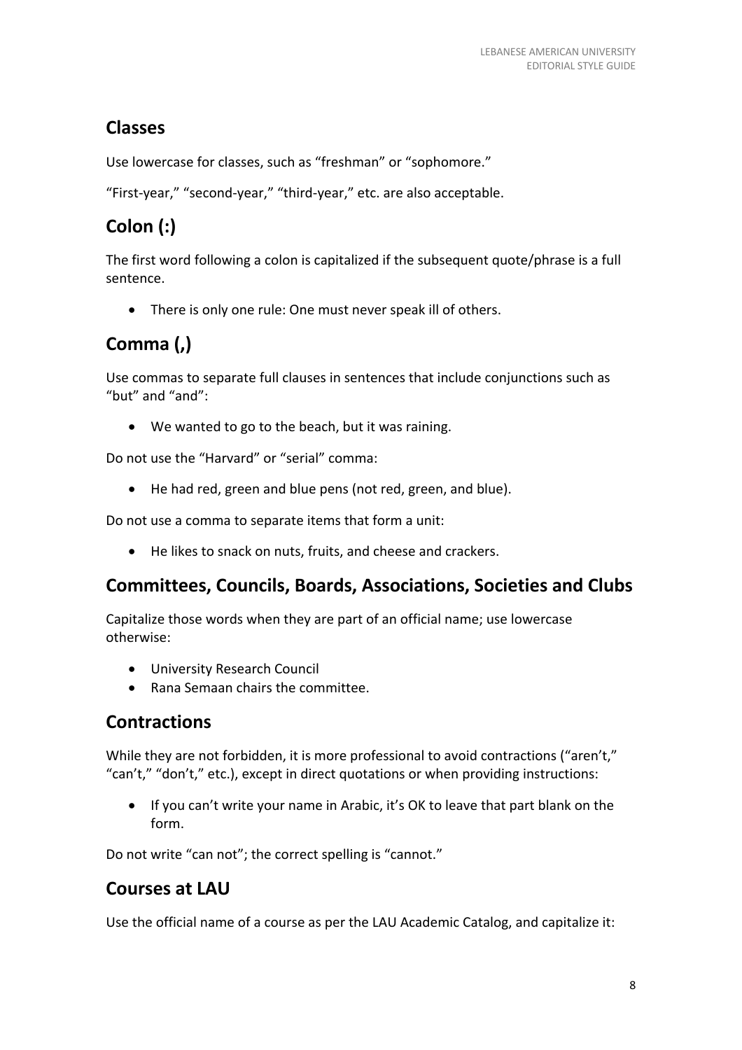## Classes

Use lowercase for classes, such as “freshman” or “sophomore.”

“First-year,” “second-year,” “third-year,” etc. are also acceptable.

## Colon (:)

The first word following a colon is capitalized if the subsequent quote/phrase is a full sentence.

- There is only one rule: One must never speak ill of others.

## Comma (,)

Use commas to separate full clauses in sentences that include conjunctions such as “but” and “and”:

- We wanted to go to the beach, but it was raining.

Do not use the “Harvard” or “serial” comma:

- He had red, green and blue pens (not red, green, and blue).

Do not use a comma to separate items that form a unit:

- He likes to snack on nuts, fruits, and cheese and crackers.

## Committees, Councils, Boards, Associations, Societies and Clubs

Capitalize those words when they are part of an official name; use lowercase otherwise:

- University Research Council
- Rana Semaan chairs the committee.

## Contractions

While they are not forbidden, it is more professional to avoid contractions (“aren’t,” “can’t,” “don’t,” etc.), except in direct quotations or when providing instructions:

- If you can’t write your name in Arabic, it’s OK to leave that part blank on the form.

Do not write “can not”; the correct spelling is “cannot.”

## Courses at LAU

Use the official name of a course as per the LAU Academic Catalog, and capitalize it: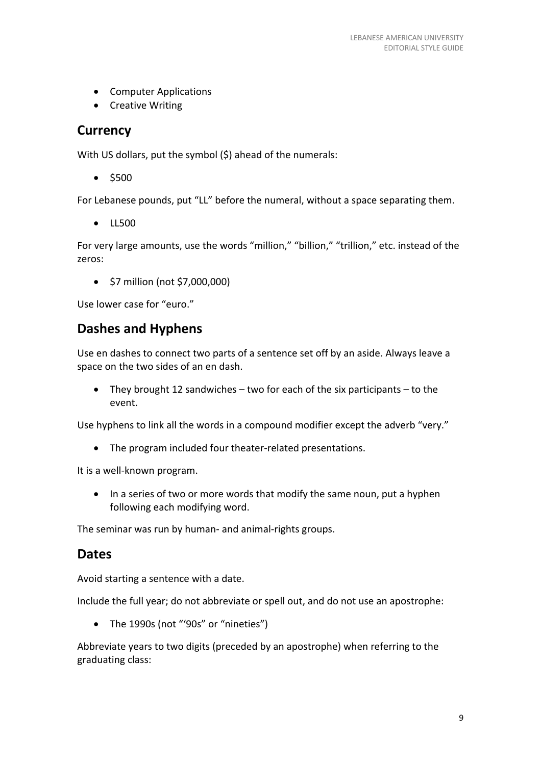- Computer Applications
- Creative Writing

## Currency

With US dollars, put the symbol ($) ahead of the numerals:

- $500

For Lebanese pounds, put "LL" before the numeral, without a space separating them.

- LL500

For very large amounts, use the words "million," "billion," "trillion," etc. instead of the zeros:

- $7 million (not $7,000,000)

Use lower case for "euro."

## Dashes and Hyphens

Use en dashes to connect two parts of a sentence set off by an aside. Always leave a space on the two sides of an en dash.

- They brought 12 sandwiches – two for each of the six participants – to the event.

Use hyphens to link all the words in a compound modifier except the adverb "very."

- The program included four theater-related presentations.

It is a well-known program.

- In a series of two or more words that modify the same noun, put a hyphen following each modifying word.

The seminar was run by human- and animal-rights groups.

## Dates

Avoid starting a sentence with a date.

Include the full year; do not abbreviate or spell out, and do not use an apostrophe:

- The 1990s (not "'90s" or "nineties")

Abbreviate years to two digits (preceded by an apostrophe) when referring to the graduating class: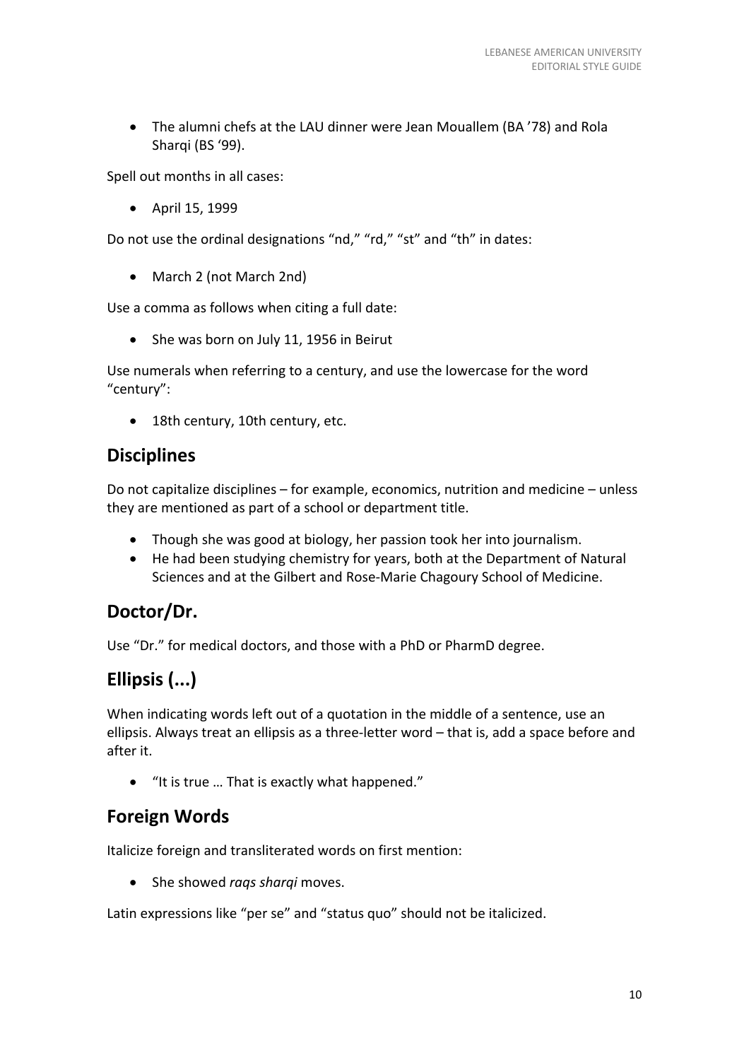- The alumni chefs at the LAU dinner were Jean Mouallem (BA ’78) and Rola Sharqi (BS ‘99).

Spell out months in all cases:

- April 15, 1999

Do not use the ordinal designations “nd,” “rd,” “st” and “th” in dates:

- March 2 (not March 2nd)

Use a comma as follows when citing a full date:

- She was born on July 11, 1956 in Beirut

Use numerals when referring to a century, and use the lowercase for the word “century”:

- 18th century, 10th century, etc.

## Disciplines

Do not capitalize disciplines – for example, economics, nutrition and medicine – unless they are mentioned as part of a school or department title.

- Though she was good at biology, her passion took her into journalism.
- He had been studying chemistry for years, both at the Department of Natural Sciences and at the Gilbert and Rose-Marie Chagoury School of Medicine.

## Doctor/Dr.

Use “Dr.” for medical doctors, and those with a PhD or PharmD degree.

## Ellipsis (...)

When indicating words left out of a quotation in the middle of a sentence, use an ellipsis. Always treat an ellipsis as a three-letter word – that is, add a space before and after it.

- “It is true … That is exactly what happened.”

## Foreign Words

Italicize foreign and transliterated words on first mention:

- She showed *raqs sharqi* moves.

Latin expressions like “per se” and “status quo” should not be italicized.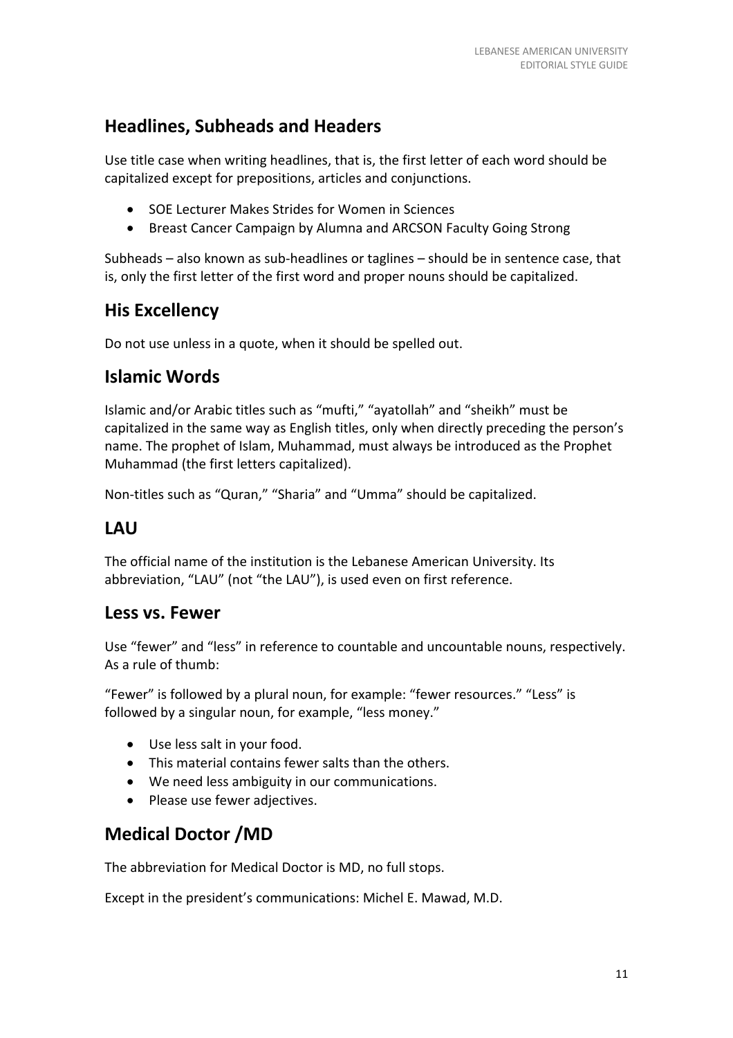## Headlines, Subheads and Headers

Use title case when writing headlines, that is, the first letter of each word should be capitalized except for prepositions, articles and conjunctions.

- SOE Lecturer Makes Strides for Women in Sciences
- Breast Cancer Campaign by Alumna and ARCSON Faculty Going Strong

Subheads – also known as sub-headlines or taglines – should be in sentence case, that is, only the first letter of the first word and proper nouns should be capitalized.

## His Excellency

Do not use unless in a quote, when it should be spelled out.

## Islamic Words

Islamic and/or Arabic titles such as “mufti,” “ayatollah” and “sheikh” must be capitalized in the same way as English titles, only when directly preceding the person’s name. The prophet of Islam, Muhammad, must always be introduced as the Prophet Muhammad (the first letters capitalized).

Non-titles such as “Quran,” “Sharia” and “Umma” should be capitalized.

## LAU

The official name of the institution is the Lebanese American University. Its abbreviation, “LAU” (not “the LAU”), is used even on first reference.

## Less vs. Fewer

Use “fewer” and “less” in reference to countable and uncountable nouns, respectively. As a rule of thumb:

“Fewer” is followed by a plural noun, for example: “fewer resources.” “Less” is followed by a singular noun, for example, “less money.”

- Use less salt in your food.
- This material contains fewer salts than the others.
- We need less ambiguity in our communications.
- Please use fewer adjectives.

## Medical Doctor /MD

The abbreviation for Medical Doctor is MD, no full stops.

Except in the president’s communications: Michel E. Mawad, M.D.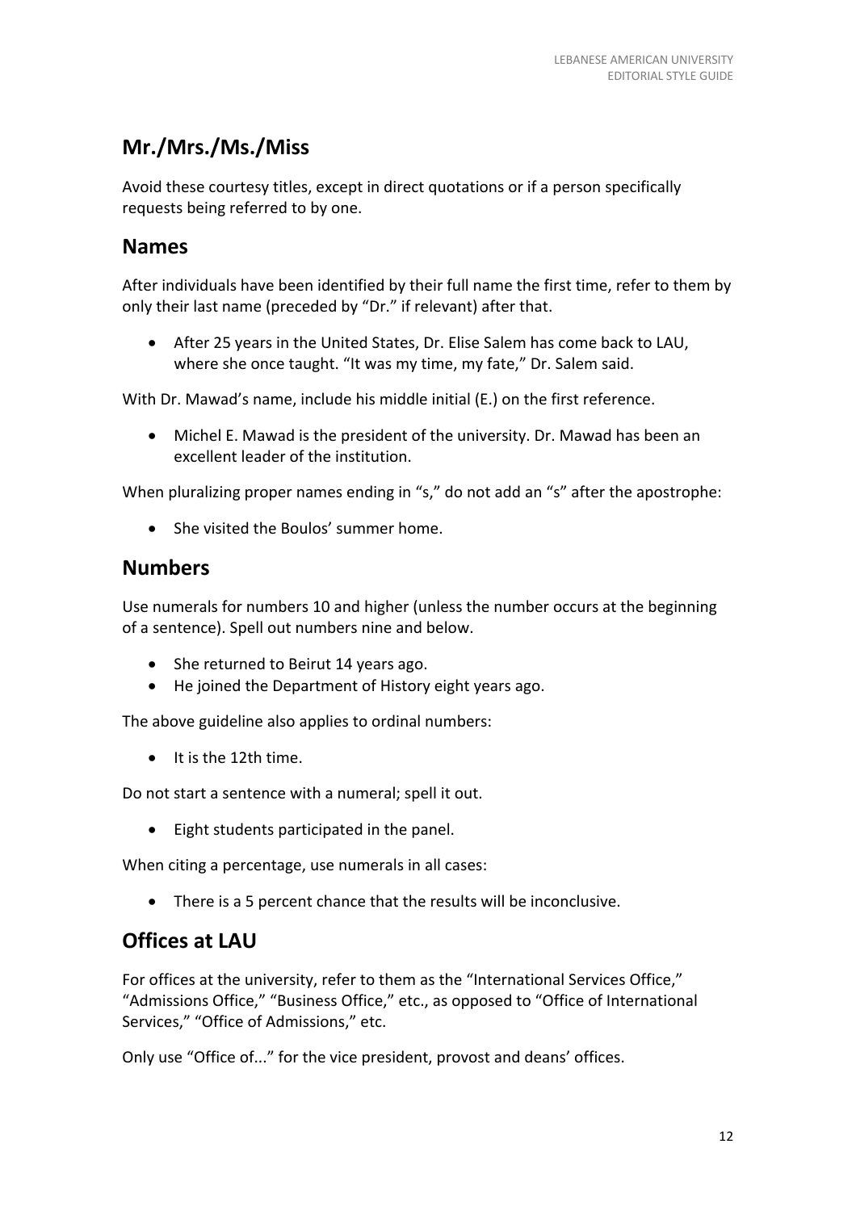## Mr./Mrs./Ms./Miss

Avoid these courtesy titles, except in direct quotations or if a person specifically requests being referred to by one.

## Names

After individuals have been identified by their full name the first time, refer to them by only their last name (preceded by "Dr." if relevant) after that.

- After 25 years in the United States, Dr. Elise Salem has come back to LAU, where she once taught. "It was my time, my fate," Dr. Salem said.

With Dr. Mawad's name, include his middle initial (E.) on the first reference.

- Michel E. Mawad is the president of the university. Dr. Mawad has been an excellent leader of the institution.

When pluralizing proper names ending in "s," do not add an "s" after the apostrophe:

- She visited the Boulos' summer home.

## Numbers

Use numerals for numbers 10 and higher (unless the number occurs at the beginning of a sentence). Spell out numbers nine and below.

- She returned to Beirut 14 years ago.
- He joined the Department of History eight years ago.

The above guideline also applies to ordinal numbers:

- It is the 12th time.

Do not start a sentence with a numeral; spell it out.

- Eight students participated in the panel.

When citing a percentage, use numerals in all cases:

- There is a 5 percent chance that the results will be inconclusive.

## Offices at LAU

For offices at the university, refer to them as the "International Services Office," "Admissions Office," "Business Office," etc., as opposed to "Office of International Services," "Office of Admissions," etc.

Only use "Office of..." for the vice president, provost and deans' offices.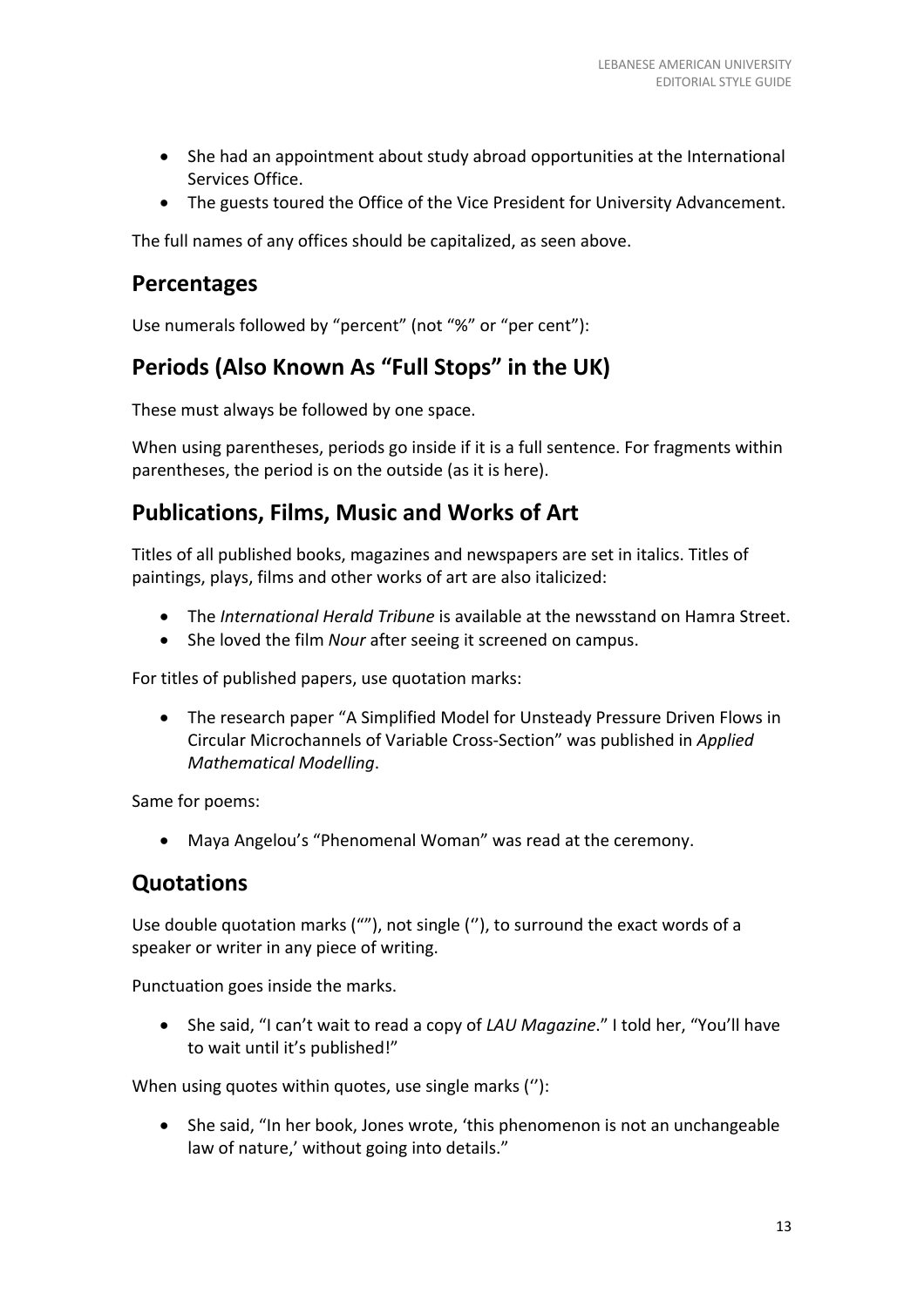- She had an appointment about study abroad opportunities at the International Services Office.
- The guests toured the Office of the Vice President for University Advancement.

The full names of any offices should be capitalized, as seen above.

## Percentages

Use numerals followed by "percent" (not "%" or "per cent"):

## Periods (Also Known As "Full Stops" in the UK)

These must always be followed by one space.

When using parentheses, periods go inside if it is a full sentence. For fragments within parentheses, the period is on the outside (as it is here).

## Publications, Films, Music and Works of Art

Titles of all published books, magazines and newspapers are set in italics. Titles of paintings, plays, films and other works of art are also italicized:

- The *International Herald Tribune* is available at the newsstand on Hamra Street.
- She loved the film *Nour* after seeing it screened on campus.

For titles of published papers, use quotation marks:

- The research paper "A Simplified Model for Unsteady Pressure Driven Flows in Circular Microchannels of Variable Cross-Section" was published in *Applied Mathematical Modelling*.

Same for poems:

- Maya Angelou's "Phenomenal Woman" was read at the ceremony.

## Quotations

Use double quotation marks (""), not single (''), to surround the exact words of a speaker or writer in any piece of writing.

Punctuation goes inside the marks.

- She said, "I can't wait to read a copy of *LAU Magazine*." I told her, "You'll have to wait until it's published!"

When using quotes within quotes, use single marks (''):

- She said, "In her book, Jones wrote, 'this phenomenon is not an unchangeable law of nature,' without going into details."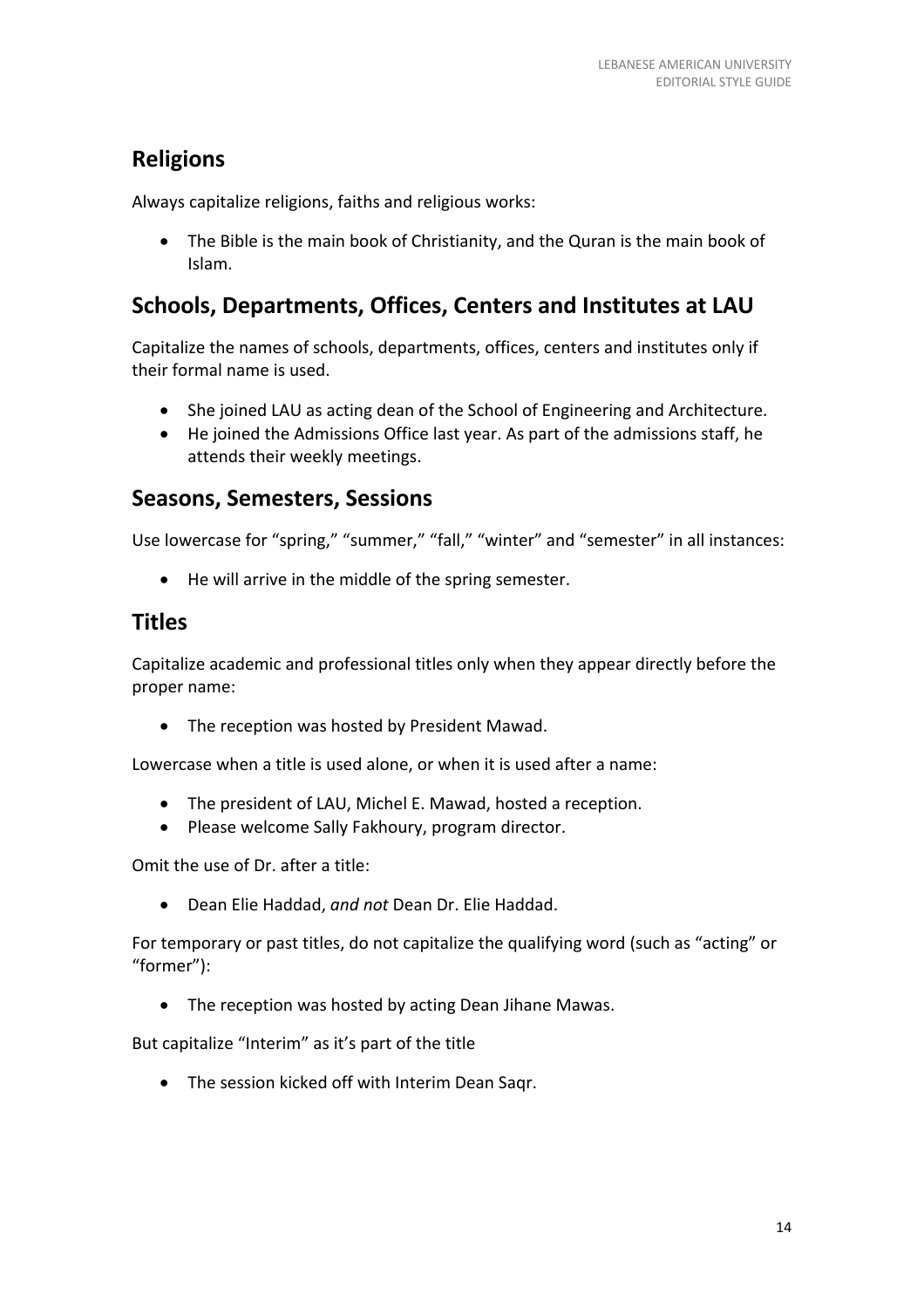## Religions

Always capitalize religions, faiths and religious works:

- The Bible is the main book of Christianity, and the Quran is the main book of Islam.

## Schools, Departments, Offices, Centers and Institutes at LAU

Capitalize the names of schools, departments, offices, centers and institutes only if their formal name is used.

- She joined LAU as acting dean of the School of Engineering and Architecture.
- He joined the Admissions Office last year. As part of the admissions staff, he attends their weekly meetings.

## Seasons, Semesters, Sessions

Use lowercase for "spring," "summer," "fall," "winter" and "semester" in all instances:

- He will arrive in the middle of the spring semester.

## Titles

Capitalize academic and professional titles only when they appear directly before the proper name:

- The reception was hosted by President Mawad.

Lowercase when a title is used alone, or when it is used after a name:

- The president of LAU, Michel E. Mawad, hosted a reception.
- Please welcome Sally Fakhoury, program director.

Omit the use of Dr. after a title:

- Dean Elie Haddad, *and not* Dean Dr. Elie Haddad.

For temporary or past titles, do not capitalize the qualifying word (such as "acting" or "former"):

- The reception was hosted by acting Dean Jihane Mawas.

But capitalize "Interim" as it's part of the title

- The session kicked off with Interim Dean Saqr.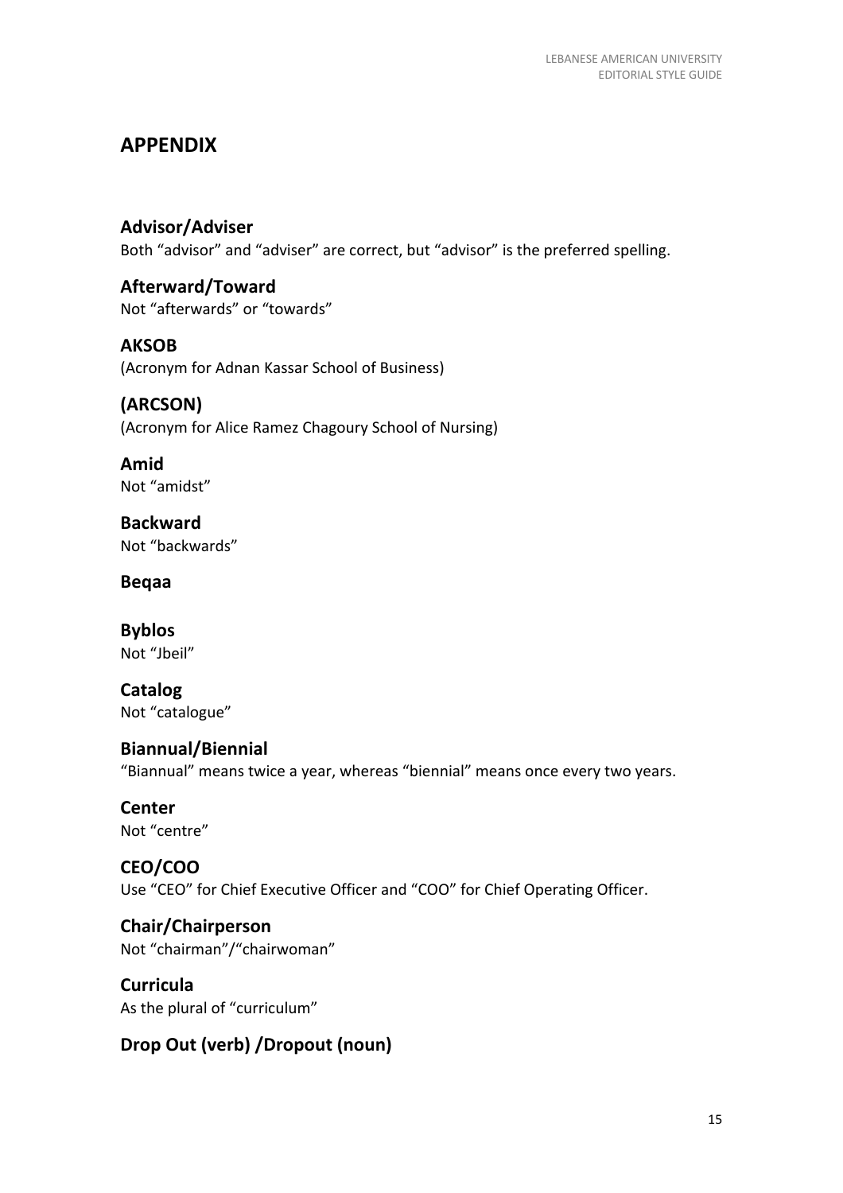## APPENDIX

### Advisor/Adviser

Both “advisor” and “adviser” are correct, but “advisor” is the preferred spelling.

### Afterward/Toward

Not “afterwards” or “towards”

### AKSOB

(Acronym for Adnan Kassar School of Business)

### (ARCSON)

(Acronym for Alice Ramez Chagoury School of Nursing)

### Amid

Not “amidst”

### Backward

Not “backwards”

### Beqaa

### Byblos

Not “Jbeil”

### Catalog

Not “catalogue”

### Biannual/Biennial

“Biannual” means twice a year, whereas “biennial” means once every two years.

### Center

Not “centre”

### CEO/COO

Use “CEO” for Chief Executive Officer and “COO” for Chief Operating Officer.

### Chair/Chairperson

Not “chairman”/“chairwoman”

### Curricula

As the plural of “curriculum”

### Drop Out (verb) /Dropout (noun)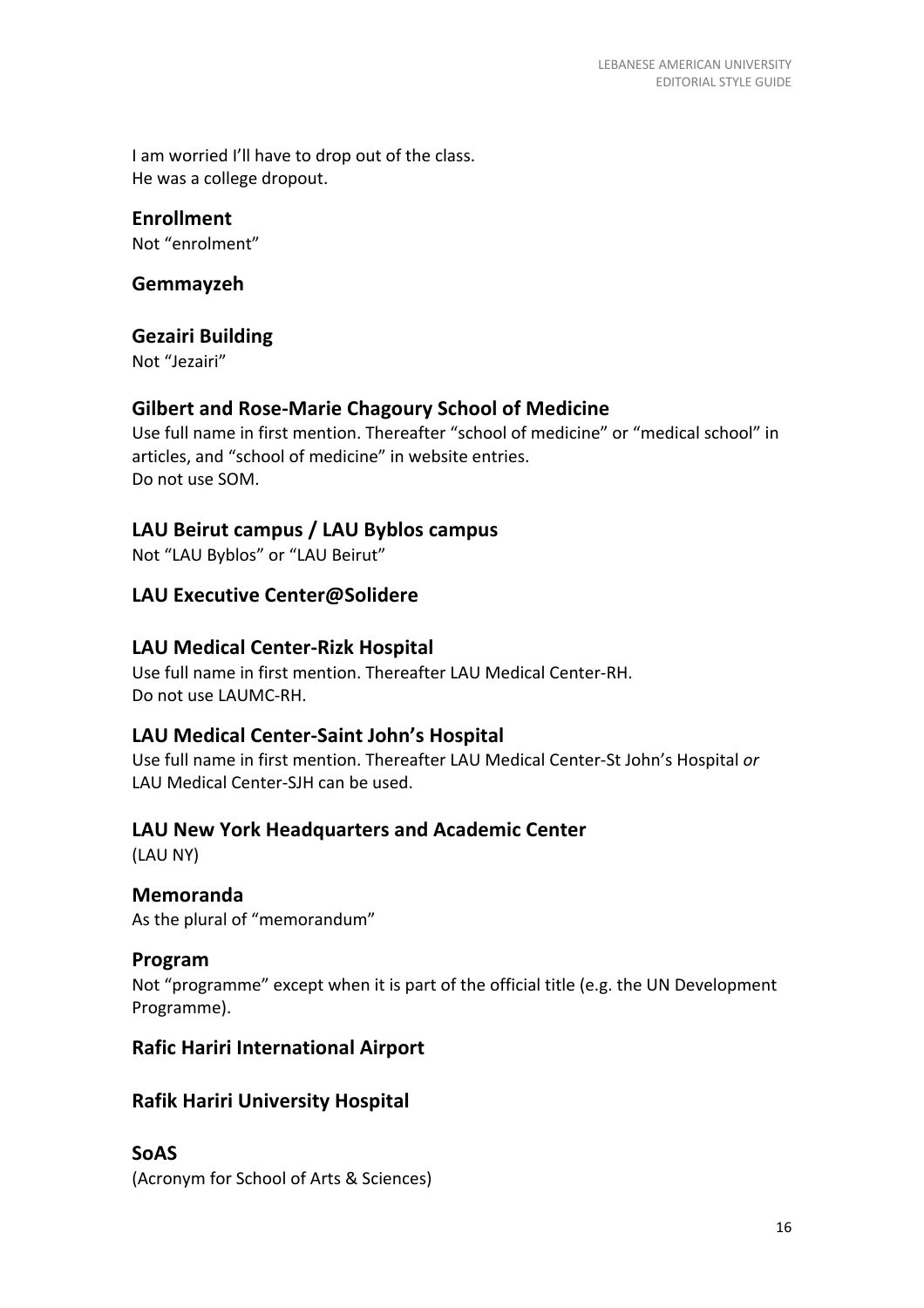I am worried I'll have to drop out of the class.
He was a college dropout.

### Enrollment

Not "enrolment"

### Gemmayzeh

### Gezairi Building

Not "Jezairi"

### Gilbert and Rose-Marie Chagoury School of Medicine

Use full name in first mention. Thereafter "school of medicine" or "medical school" in articles, and "school of medicine" in website entries.
Do not use SOM.

### LAU Beirut campus / LAU Byblos campus

Not "LAU Byblos" or "LAU Beirut"

### LAU Executive Center@Solidere

### LAU Medical Center-Rizk Hospital

Use full name in first mention. Thereafter LAU Medical Center-RH.
Do not use LAUMC-RH.

### LAU Medical Center-Saint John's Hospital

Use full name in first mention. Thereafter LAU Medical Center-St John's Hospital *or* LAU Medical Center-SJH can be used.

### LAU New York Headquarters and Academic Center

(LAU NY)

### Memoranda

As the plural of "memorandum"

### Program

Not "programme" except when it is part of the official title (e.g. the UN Development Programme).

### Rafic Hariri International Airport

### Rafik Hariri University Hospital

### SoAS

(Acronym for School of Arts & Sciences)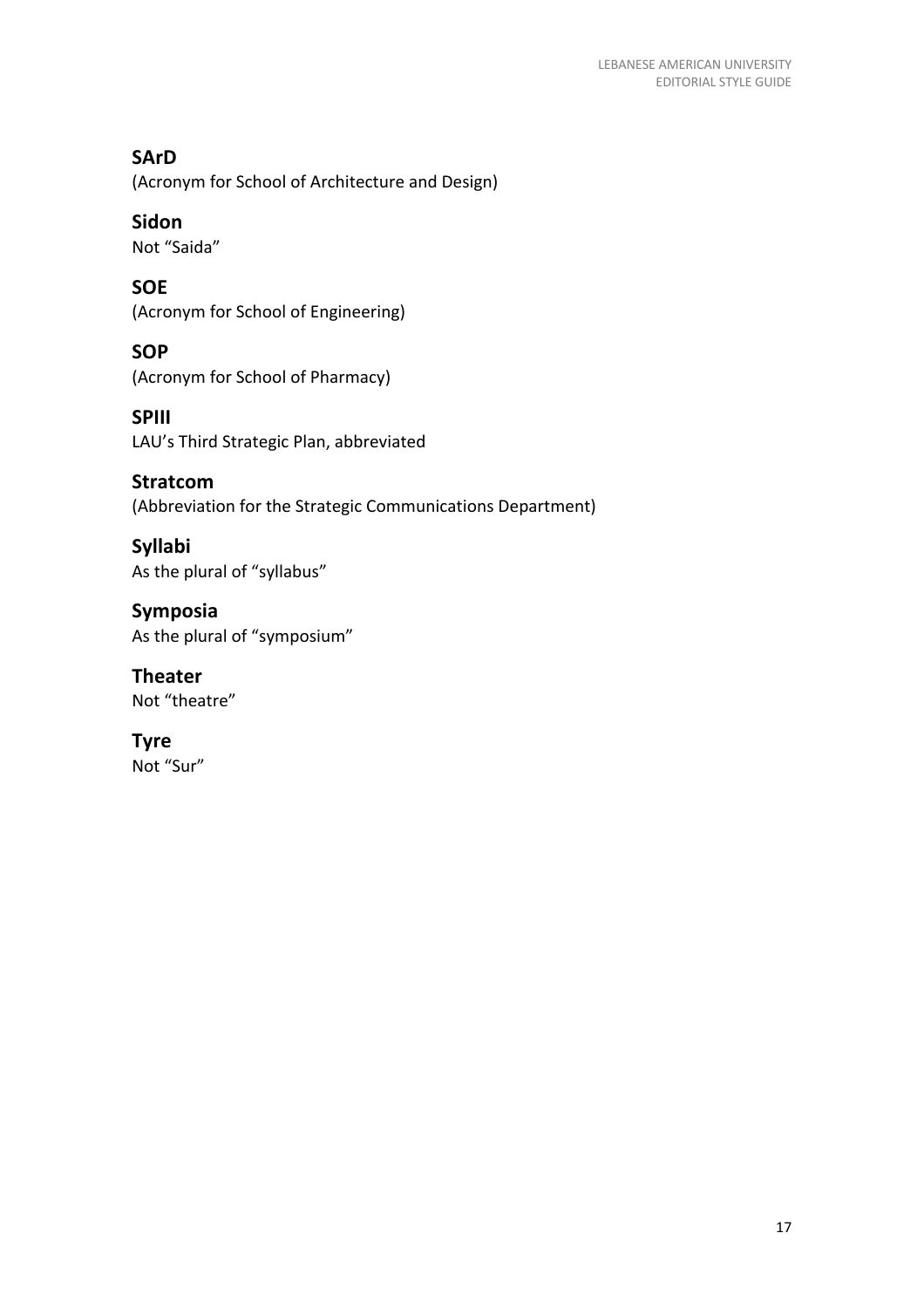**SArD**
(Acronym for School of Architecture and Design)

**Sidon**
Not “Saida”

**SOE**
(Acronym for School of Engineering)

**SOP**
(Acronym for School of Pharmacy)

**SPIII**
LAU’s Third Strategic Plan, abbreviated

**Stratcom**
(Abbreviation for the Strategic Communications Department)

**Syllabi**
As the plural of “syllabus”

**Symposia**
As the plural of “symposium”

**Theater**
Not “theatre”

**Tyre**
Not “Sur”